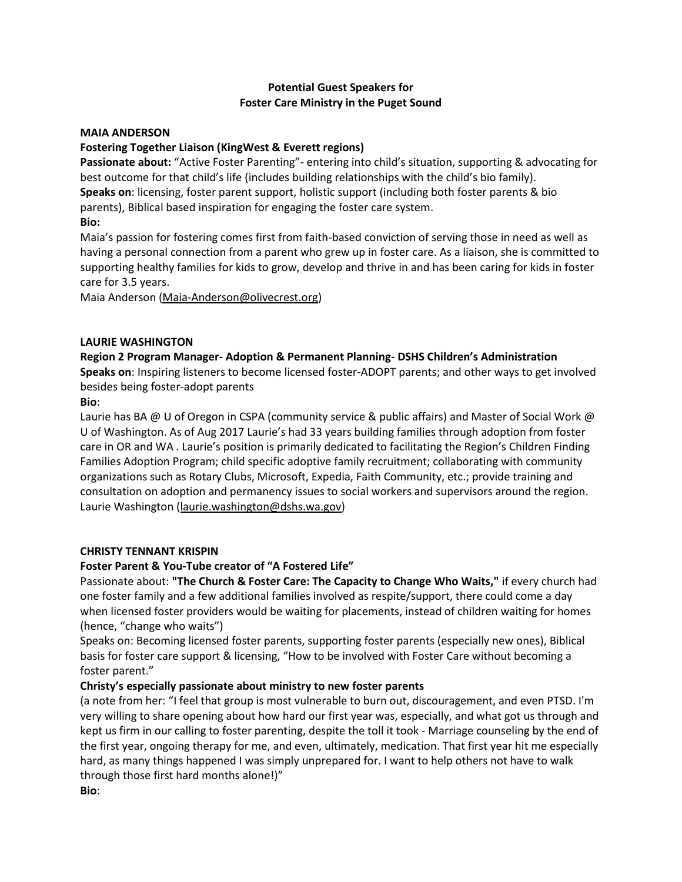**Potential Guest Speakers for**
**Foster Care Ministry in the Puget Sound**

**MAIA ANDERSON**

**Fostering Together Liaison (KingWest & Everett regions)**

**Passionate about:** "Active Foster Parenting"- entering into child's situation, supporting & advocating for best outcome for that child's life (includes building relationships with the child's bio family).

**Speaks on**: licensing, foster parent support, holistic support (including both foster parents & bio parents), Biblical based inspiration for engaging the foster care system.

**Bio:**

Maia's passion for fostering comes first from faith-based conviction of serving those in need as well as having a personal connection from a parent who grew up in foster care. As a liaison, she is committed to supporting healthy families for kids to grow, develop and thrive in and has been caring for kids in foster care for 3.5 years.

Maia Anderson (Maia-Anderson@olivecrest.org)

**LAURIE WASHINGTON**

**Region 2 Program Manager- Adoption & Permanent Planning- DSHS Children's Administration**

**Speaks on**: Inspiring listeners to become licensed foster-ADOPT parents; and other ways to get involved besides being foster-adopt parents

**Bio**:

Laurie has BA @ U of Oregon in CSPA (community service & public affairs) and Master of Social Work @ U of Washington. As of Aug 2017 Laurie's had 33 years building families through adoption from foster care in OR and WA . Laurie's position is primarily dedicated to facilitating the Region's Children Finding Families Adoption Program; child specific adoptive family recruitment; collaborating with community organizations such as Rotary Clubs, Microsoft, Expedia, Faith Community, etc.; provide training and consultation on adoption and permanency issues to social workers and supervisors around the region.

Laurie Washington (laurie.washington@dshs.wa.gov)

**CHRISTY TENNANT KRISPIN**

**Foster Parent & You-Tube creator of "A Fostered Life"**

Passionate about: **"The Church & Foster Care: The Capacity to Change Who Waits,"** if every church had one foster family and a few additional families involved as respite/support, there could come a day when licensed foster providers would be waiting for placements, instead of children waiting for homes (hence, "change who waits")

Speaks on: Becoming licensed foster parents, supporting foster parents (especially new ones), Biblical basis for foster care support & licensing, "How to be involved with Foster Care without becoming a foster parent."

**Christy's especially passionate about ministry to new foster parents**

(a note from her: "I feel that group is most vulnerable to burn out, discouragement, and even PTSD. I'm very willing to share opening about how hard our first year was, especially, and what got us through and kept us firm in our calling to foster parenting, despite the toll it took - Marriage counseling by the end of the first year, ongoing therapy for me, and even, ultimately, medication. That first year hit me especially hard, as many things happened I was simply unprepared for. I want to help others not have to walk through those first hard months alone!)"

**Bio**: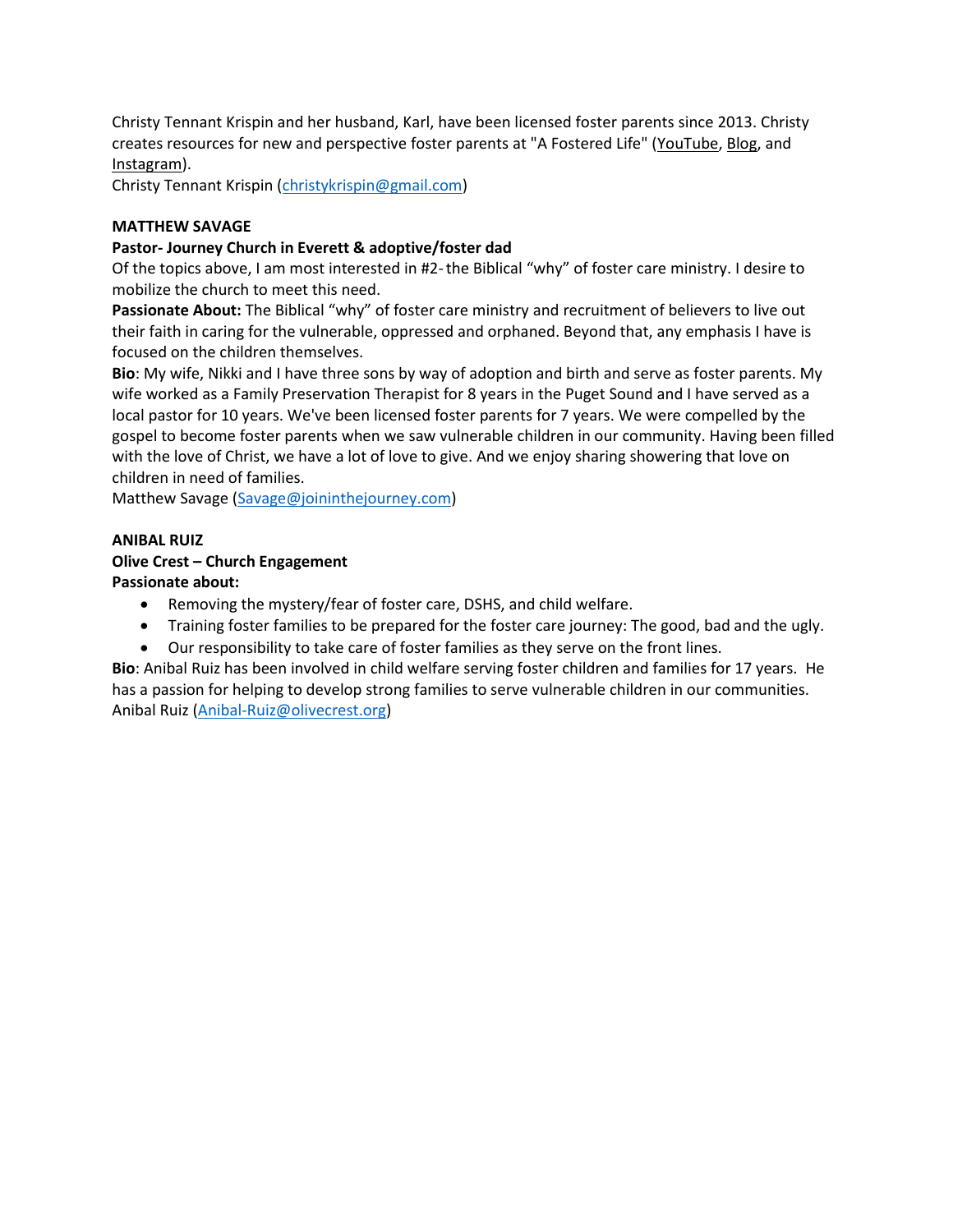Christy Tennant Krispin and her husband, Karl, have been licensed foster parents since 2013. Christy creates resources for new and perspective foster parents at "A Fostered Life" (YouTube, Blog, and Instagram).
Christy Tennant Krispin (christykrispin@gmail.com)

**MATTHEW SAVAGE**
**Pastor- Journey Church in Everett & adoptive/foster dad**
Of the topics above, I am most interested in #2- the Biblical "why" of foster care ministry. I desire to mobilize the church to meet this need.
**Passionate About:** The Biblical "why" of foster care ministry and recruitment of believers to live out their faith in caring for the vulnerable, oppressed and orphaned. Beyond that, any emphasis I have is focused on the children themselves.
**Bio**: My wife, Nikki and I have three sons by way of adoption and birth and serve as foster parents. My wife worked as a Family Preservation Therapist for 8 years in the Puget Sound and I have served as a local pastor for 10 years. We've been licensed foster parents for 7 years. We were compelled by the gospel to become foster parents when we saw vulnerable children in our community. Having been filled with the love of Christ, we have a lot of love to give. And we enjoy sharing showering that love on children in need of families.
Matthew Savage (Savage@joininthejourney.com)

**ANIBAL RUIZ**
**Olive Crest – Church Engagement**
**Passionate about:**

- Removing the mystery/fear of foster care, DSHS, and child welfare.
- Training foster families to be prepared for the foster care journey: The good, bad and the ugly.
- Our responsibility to take care of foster families as they serve on the front lines.

**Bio**: Anibal Ruiz has been involved in child welfare serving foster children and families for 17 years. He has a passion for helping to develop strong families to serve vulnerable children in our communities.
Anibal Ruiz (Anibal-Ruiz@olivecrest.org)